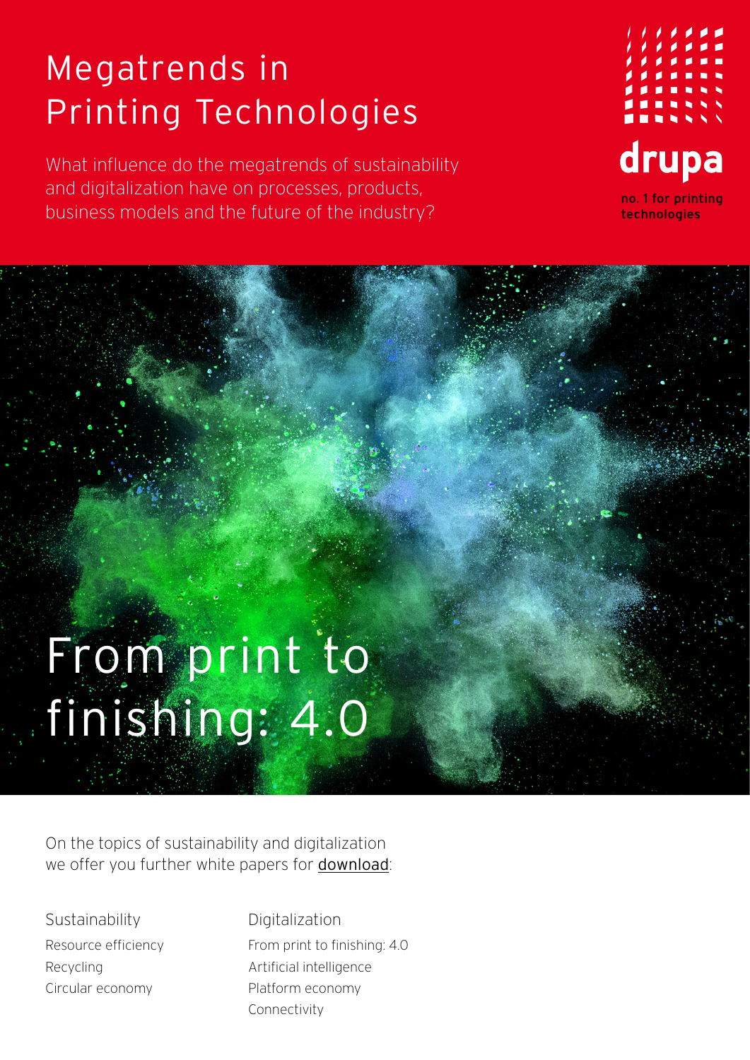# Megatrends in Printing Technologies

What influence do the megatrends of sustainability and digitalization have on processes, products, business models and the future of the industry?

drupa

no. 1 for printing technologies

## From print to finishing: 4.0

On the topics of sustainability and digitalization we offer you further white papers for download:

### Sustainability

- Resource efficiency
- Recycling
- Circular economy

### Digitalization

- From print to finishing: 4.0
- Artificial intelligence
- Platform economy
- Connectivity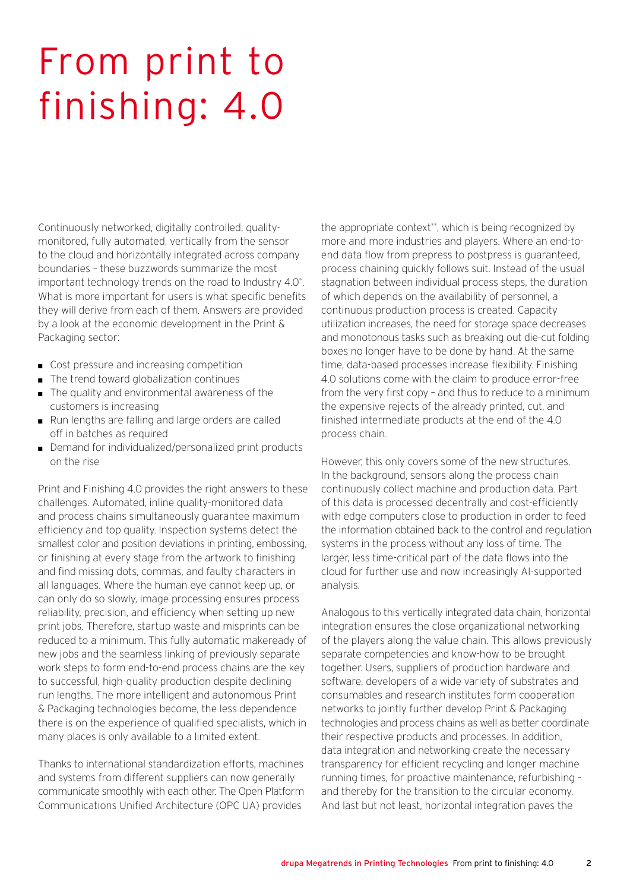# From print to finishing: 4.0

Continuously networked, digitally controlled, quality-monitored, fully automated, vertically from the sensor to the cloud and horizontally integrated across company boundaries – these buzzwords summarize the most important technology trends on the road to Industry 4.0*. What is more important for users is what specific benefits they will derive from each of them. Answers are provided by a look at the economic development in the Print & Packaging sector:

- Cost pressure and increasing competition
- The trend toward globalization continues
- The quality and environmental awareness of the customers is increasing
- Run lengths are falling and large orders are called off in batches as required
- Demand for individualized/personalized print products on the rise

Print and Finishing 4.0 provides the right answers to these challenges. Automated, inline quality-monitored data and process chains simultaneously guarantee maximum efficiency and top quality. Inspection systems detect the smallest color and position deviations in printing, embossing, or finishing at every stage from the artwork to finishing and find missing dots, commas, and faulty characters in all languages. Where the human eye cannot keep up, or can only do so slowly, image processing ensures process reliability, precision, and efficiency when setting up new print jobs. Therefore, startup waste and misprints can be reduced to a minimum. This fully automatic makeready of new jobs and the seamless linking of previously separate work steps to form end-to-end process chains are the key to successful, high-quality production despite declining run lengths. The more intelligent and autonomous Print & Packaging technologies become, the less dependence there is on the experience of qualified specialists, which in many places is only available to a limited extent.

Thanks to international standardization efforts, machines and systems from different suppliers can now generally communicate smoothly with each other. The Open Platform Communications Unified Architecture (OPC UA) provides the appropriate context**, which is being recognized by more and more industries and players. Where an end-to-end data flow from prepress to postpress is guaranteed, process chaining quickly follows suit. Instead of the usual stagnation between individual process steps, the duration of which depends on the availability of personnel, a continuous production process is created. Capacity utilization increases, the need for storage space decreases and monotonous tasks such as breaking out die-cut folding boxes no longer have to be done by hand. At the same time, data-based processes increase flexibility. Finishing 4.0 solutions come with the claim to produce error-free from the very first copy – and thus to reduce to a minimum the expensive rejects of the already printed, cut, and finished intermediate products at the end of the 4.0 process chain.

However, this only covers some of the new structures. In the background, sensors along the process chain continuously collect machine and production data. Part of this data is processed decentrally and cost-efficiently with edge computers close to production in order to feed the information obtained back to the control and regulation systems in the process without any loss of time. The larger, less time-critical part of the data flows into the cloud for further use and now increasingly AI-supported analysis.

Analogous to this vertically integrated data chain, horizontal integration ensures the close organizational networking of the players along the value chain. This allows previously separate competencies and know-how to be brought together. Users, suppliers of production hardware and software, developers of a wide variety of substrates and consumables and research institutes form cooperation networks to jointly further develop Print & Packaging technologies and process chains as well as better coordinate their respective products and processes. In addition, data integration and networking create the necessary transparency for efficient recycling and longer machine running times, for proactive maintenance, refurbishing – and thereby for the transition to the circular economy. And last but not least, horizontal integration paves the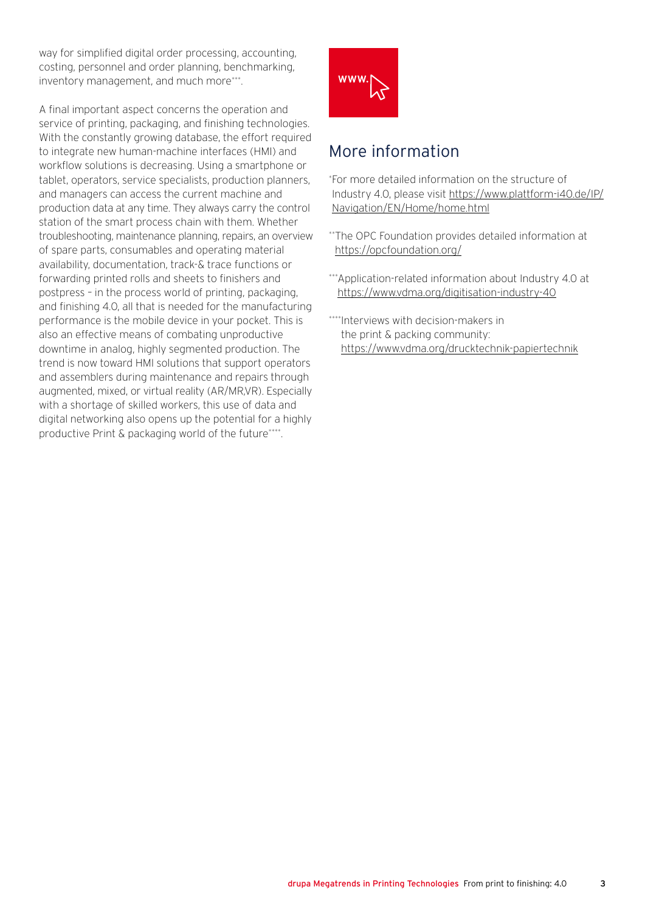way for simplified digital order processing, accounting, costing, personnel and order planning, benchmarking, inventory management, and much more[***].

A final important aspect concerns the operation and service of printing, packaging, and finishing technologies. With the constantly growing database, the effort required to integrate new human-machine interfaces (HMI) and workflow solutions is decreasing. Using a smartphone or tablet, operators, service specialists, production planners, and managers can access the current machine and production data at any time. They always carry the control station of the smart process chain with them. Whether troubleshooting, maintenance planning, repairs, an overview of spare parts, consumables and operating material availability, documentation, track-& trace functions or forwarding printed rolls and sheets to finishers and postpress – in the process world of printing, packaging, and finishing 4.0, all that is needed for the manufacturing performance is the mobile device in your pocket. This is also an effective means of combating unproductive downtime in analog, highly segmented production. The trend is now toward HMI solutions that support operators and assemblers during maintenance and repairs through augmented, mixed, or virtual reality (AR/MR,VR). Especially with a shortage of skilled workers, this use of data and digital networking also opens up the potential for a highly productive Print & packaging world of the future[****].

## More information

[*]For more detailed information on the structure of Industry 4.0, please visit https://www.plattform-i40.de/IP/Navigation/EN/Home/home.html

[**]The OPC Foundation provides detailed information at https://opcfoundation.org/

[***]Application-related information about Industry 4.0 at https://www.vdma.org/digitisation-industry-40

[****]Interviews with decision-makers in the print & packing community: https://www.vdma.org/drucktechnik-papiertechnik